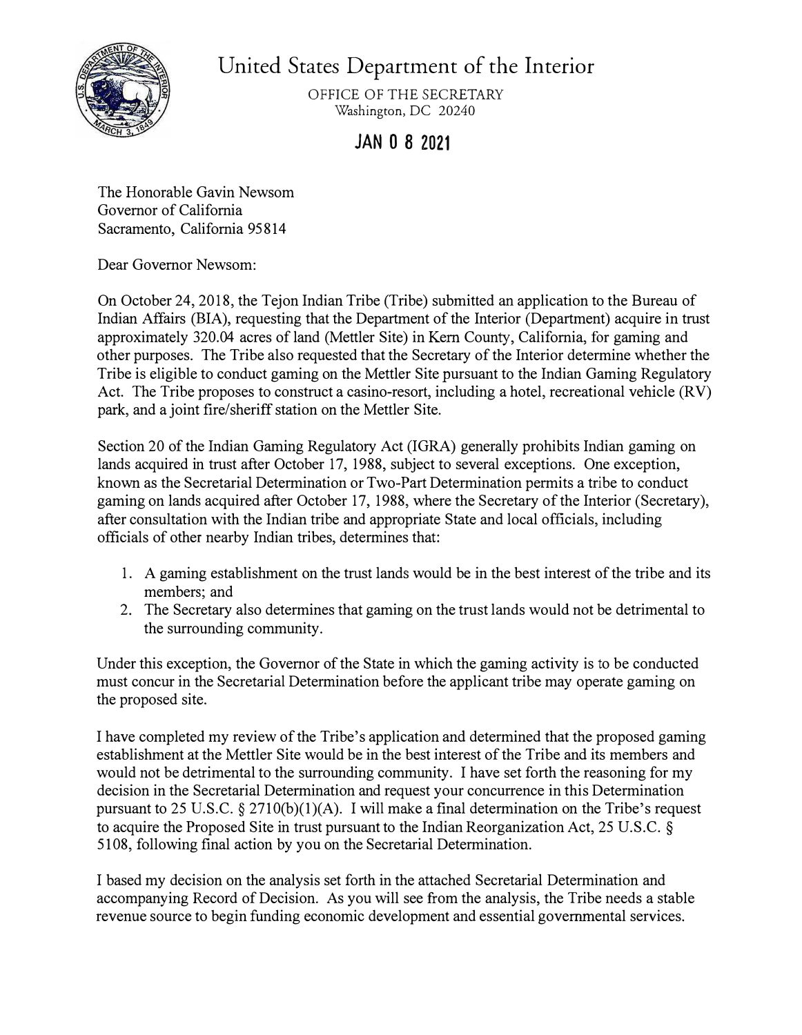# United States Department of the Interior

OFFICE OF THE SECRETARY
Washington, DC 20240

**JAN 0 8 2021**

The Honorable Gavin Newsom
Governor of California
Sacramento, California 95814

Dear Governor Newsom:

On October 24, 2018, the Tejon Indian Tribe (Tribe) submitted an application to the Bureau of Indian Affairs (BIA), requesting that the Department of the Interior (Department) acquire in trust approximately 320.04 acres of land (Mettler Site) in Kern County, California, for gaming and other purposes. The Tribe also requested that the Secretary of the Interior determine whether the Tribe is eligible to conduct gaming on the Mettler Site pursuant to the Indian Gaming Regulatory Act. The Tribe proposes to construct a casino-resort, including a hotel, recreational vehicle (RV) park, and a joint fire/sheriff station on the Mettler Site.

Section 20 of the Indian Gaming Regulatory Act (IGRA) generally prohibits Indian gaming on lands acquired in trust after October 17, 1988, subject to several exceptions. One exception, known as the Secretarial Determination or Two-Part Determination permits a tribe to conduct gaming on lands acquired after October 17, 1988, where the Secretary of the Interior (Secretary), after consultation with the Indian tribe and appropriate State and local officials, including officials of other nearby Indian tribes, determines that:

1. A gaming establishment on the trust lands would be in the best interest of the tribe and its members; and
2. The Secretary also determines that gaming on the trust lands would not be detrimental to the surrounding community.

Under this exception, the Governor of the State in which the gaming activity is to be conducted must concur in the Secretarial Determination before the applicant tribe may operate gaming on the proposed site.

I have completed my review of the Tribe's application and determined that the proposed gaming establishment at the Mettler Site would be in the best interest of the Tribe and its members and would not be detrimental to the surrounding community. I have set forth the reasoning for my decision in the Secretarial Determination and request your concurrence in this Determination pursuant to 25 U.S.C. § 2710(b)(1)(A). I will make a final determination on the Tribe's request to acquire the Proposed Site in trust pursuant to the Indian Reorganization Act, 25 U.S.C. § 5108, following final action by you on the Secretarial Determination.

I based my decision on the analysis set forth in the attached Secretarial Determination and accompanying Record of Decision. As you will see from the analysis, the Tribe needs a stable revenue source to begin funding economic development and essential governmental services.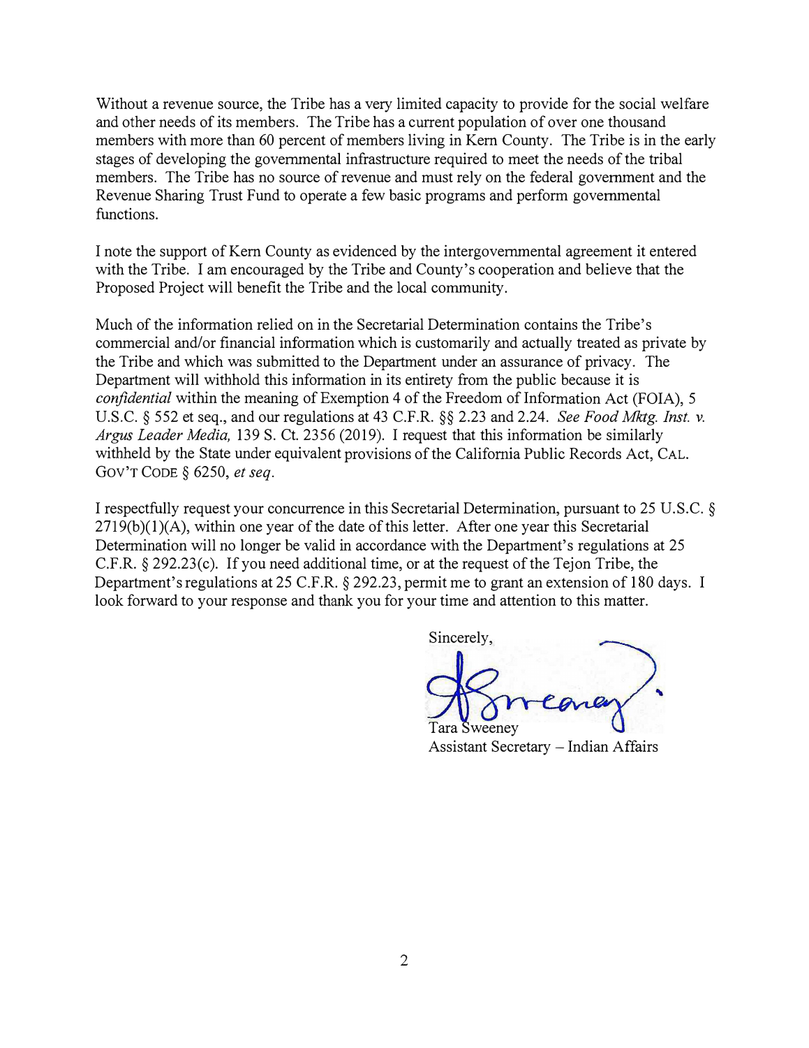Without a revenue source, the Tribe has a very limited capacity to provide for the social welfare and other needs of its members. The Tribe has a current population of over one thousand members with more than 60 percent of members living in Kern County. The Tribe is in the early stages of developing the governmental infrastructure required to meet the needs of the tribal members. The Tribe has no source of revenue and must rely on the federal government and the Revenue Sharing Trust Fund to operate a few basic programs and perform governmental functions.

I note the support of Kern County as evidenced by the intergovernmental agreement it entered with the Tribe. I am encouraged by the Tribe and County's cooperation and believe that the Proposed Project will benefit the Tribe and the local community.

Much of the information relied on in the Secretarial Determination contains the Tribe's commercial and/or financial information which is customarily and actually treated as private by the Tribe and which was submitted to the Department under an assurance of privacy. The Department will withhold this information in its entirety from the public because it is *confidential* within the meaning of Exemption 4 of the Freedom of Information Act (FOIA), 5 U.S.C. § 552 et seq., and our regulations at 43 C.F.R. §§ 2.23 and 2.24. *See Food Mktg. Inst. v. Argus Leader Media,* 139 S. Ct. 2356 (2019). I request that this information be similarly withheld by the State under equivalent provisions of the California Public Records Act, CAL. GOV'T CODE § 6250, *et seq*.

I respectfully request your concurrence in this Secretarial Determination, pursuant to 25 U.S.C. § 2719(b)(1)(A), within one year of the date of this letter. After one year this Secretarial Determination will no longer be valid in accordance with the Department's regulations at 25 C.F.R. § 292.23(c). If you need additional time, or at the request of the Tejon Tribe, the Department's regulations at 25 C.F.R. § 292.23, permit me to grant an extension of 180 days. I look forward to your response and thank you for your time and attention to this matter.

Sincerely,

Tara Sweeney
Assistant Secretary – Indian Affairs